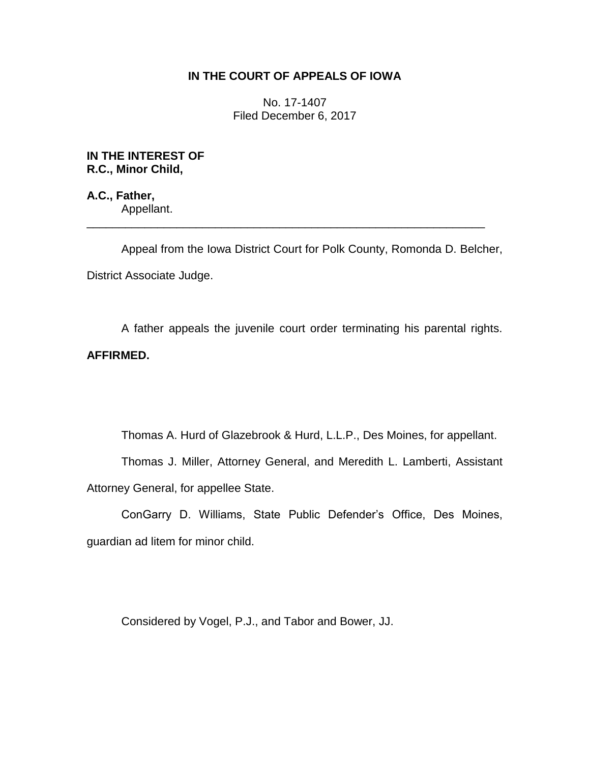**IN THE COURT OF APPEALS OF IOWA**

No. 17-1407
Filed December 6, 2017

**IN THE INTEREST OF**
**R.C., Minor Child,**

**A.C., Father,**
Appellant.

---

Appeal from the Iowa District Court for Polk County, Romonda D. Belcher, District Associate Judge.

A father appeals the juvenile court order terminating his parental rights. **AFFIRMED.**

Thomas A. Hurd of Glazebrook & Hurd, L.L.P., Des Moines, for appellant.

Thomas J. Miller, Attorney General, and Meredith L. Lamberti, Assistant Attorney General, for appellee State.

ConGarry D. Williams, State Public Defender's Office, Des Moines, guardian ad litem for minor child.

Considered by Vogel, P.J., and Tabor and Bower, JJ.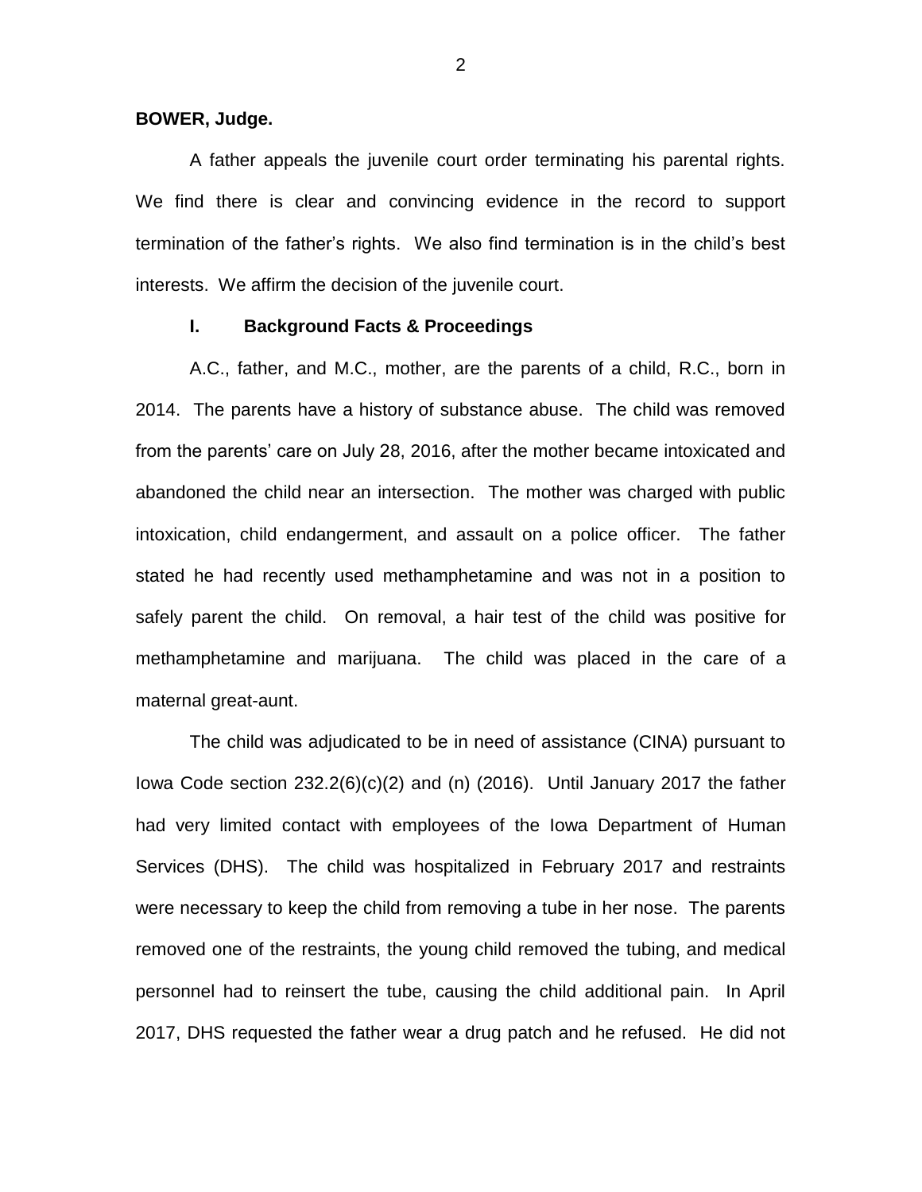**BOWER, Judge.**

A father appeals the juvenile court order terminating his parental rights. We find there is clear and convincing evidence in the record to support termination of the father's rights. We also find termination is in the child's best interests. We affirm the decision of the juvenile court.

## I. Background Facts & Proceedings

A.C., father, and M.C., mother, are the parents of a child, R.C., born in 2014. The parents have a history of substance abuse. The child was removed from the parents' care on July 28, 2016, after the mother became intoxicated and abandoned the child near an intersection. The mother was charged with public intoxication, child endangerment, and assault on a police officer. The father stated he had recently used methamphetamine and was not in a position to safely parent the child. On removal, a hair test of the child was positive for methamphetamine and marijuana. The child was placed in the care of a maternal great-aunt.

The child was adjudicated to be in need of assistance (CINA) pursuant to Iowa Code section 232.2(6)(c)(2) and (n) (2016). Until January 2017 the father had very limited contact with employees of the Iowa Department of Human Services (DHS). The child was hospitalized in February 2017 and restraints were necessary to keep the child from removing a tube in her nose. The parents removed one of the restraints, the young child removed the tubing, and medical personnel had to reinsert the tube, causing the child additional pain. In April 2017, DHS requested the father wear a drug patch and he refused. He did not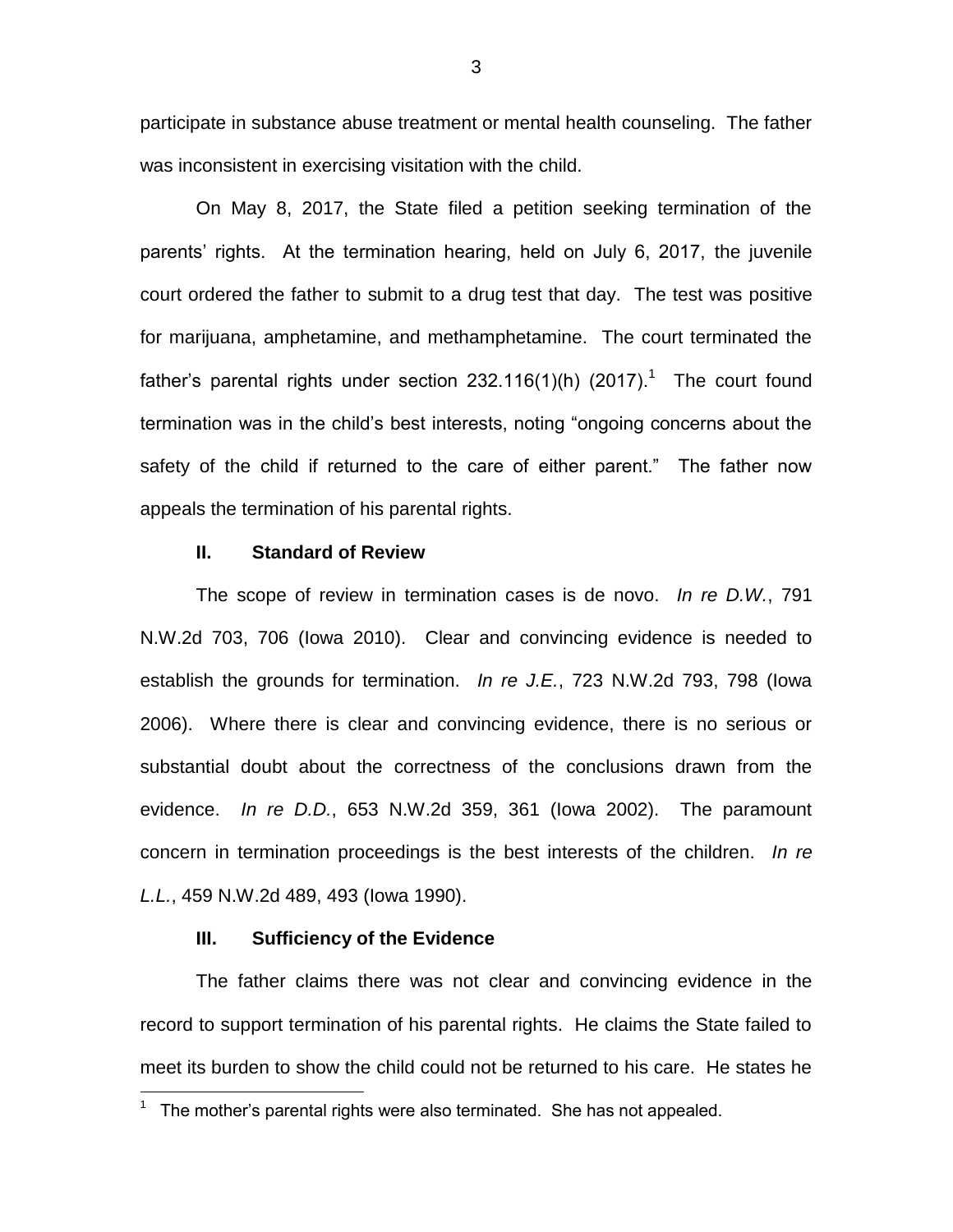participate in substance abuse treatment or mental health counseling. The father was inconsistent in exercising visitation with the child.

On May 8, 2017, the State filed a petition seeking termination of the parents' rights. At the termination hearing, held on July 6, 2017, the juvenile court ordered the father to submit to a drug test that day. The test was positive for marijuana, amphetamine, and methamphetamine. The court terminated the father's parental rights under section 232.116(1)(h) (2017).[1] The court found termination was in the child's best interests, noting "ongoing concerns about the safety of the child if returned to the care of either parent." The father now appeals the termination of his parental rights.

## II. Standard of Review

The scope of review in termination cases is de novo. *In re D.W.*, 791 N.W.2d 703, 706 (Iowa 2010). Clear and convincing evidence is needed to establish the grounds for termination. *In re J.E.*, 723 N.W.2d 793, 798 (Iowa 2006). Where there is clear and convincing evidence, there is no serious or substantial doubt about the correctness of the conclusions drawn from the evidence. *In re D.D.*, 653 N.W.2d 359, 361 (Iowa 2002). The paramount concern in termination proceedings is the best interests of the children. *In re L.L.*, 459 N.W.2d 489, 493 (Iowa 1990).

## III. Sufficiency of the Evidence

The father claims there was not clear and convincing evidence in the record to support termination of his parental rights. He claims the State failed to meet its burden to show the child could not be returned to his care. He states he

[1] The mother's parental rights were also terminated. She has not appealed.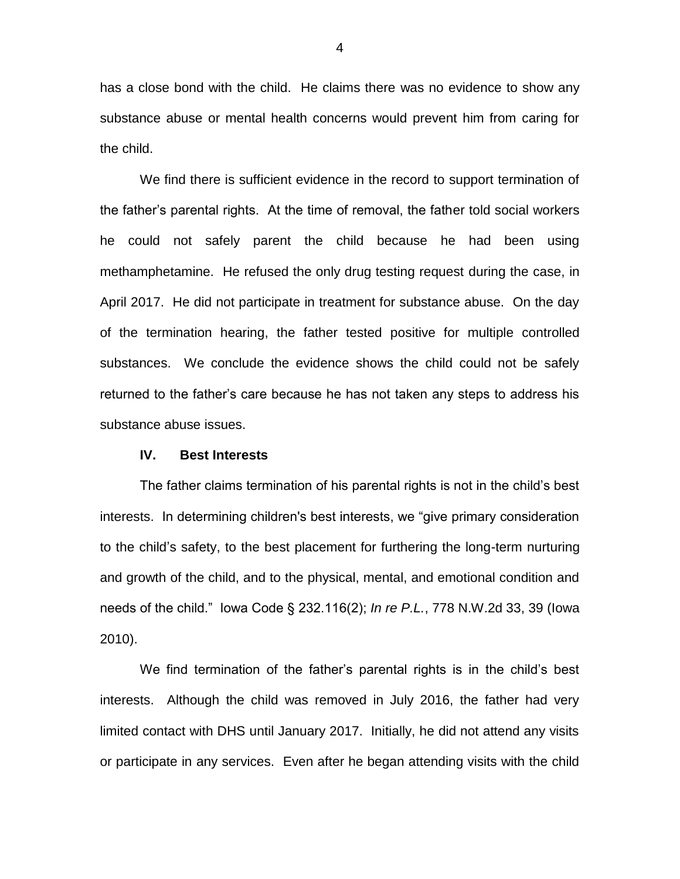has a close bond with the child. He claims there was no evidence to show any substance abuse or mental health concerns would prevent him from caring for the child.

We find there is sufficient evidence in the record to support termination of the father's parental rights. At the time of removal, the father told social workers he could not safely parent the child because he had been using methamphetamine. He refused the only drug testing request during the case, in April 2017. He did not participate in treatment for substance abuse. On the day of the termination hearing, the father tested positive for multiple controlled substances. We conclude the evidence shows the child could not be safely returned to the father's care because he has not taken any steps to address his substance abuse issues.

## IV. Best Interests

The father claims termination of his parental rights is not in the child's best interests. In determining children's best interests, we "give primary consideration to the child's safety, to the best placement for furthering the long-term nurturing and growth of the child, and to the physical, mental, and emotional condition and needs of the child." Iowa Code § 232.116(2); *In re P.L.*, 778 N.W.2d 33, 39 (Iowa 2010).

We find termination of the father's parental rights is in the child's best interests. Although the child was removed in July 2016, the father had very limited contact with DHS until January 2017. Initially, he did not attend any visits or participate in any services. Even after he began attending visits with the child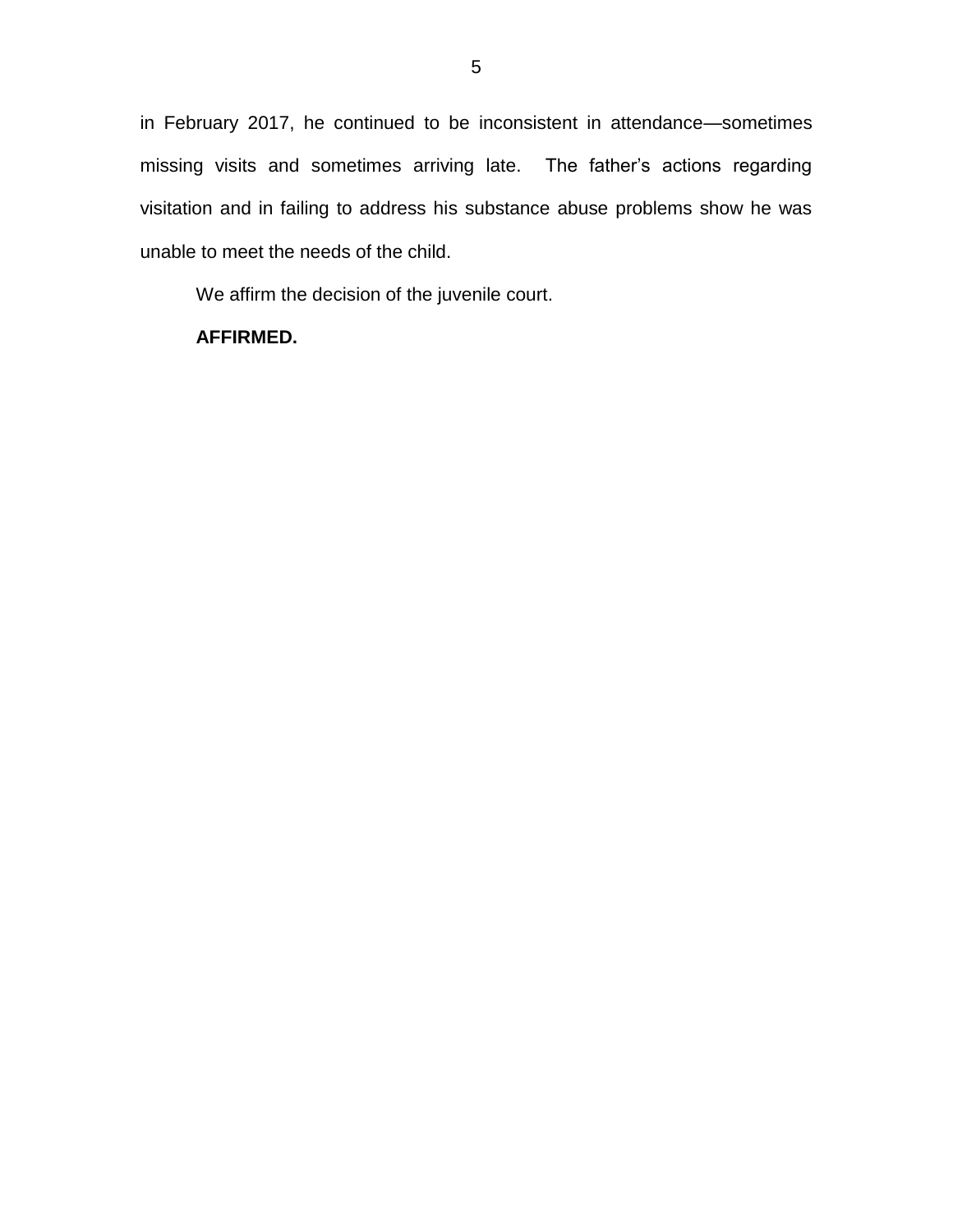in February 2017, he continued to be inconsistent in attendance—sometimes missing visits and sometimes arriving late. The father's actions regarding visitation and in failing to address his substance abuse problems show he was unable to meet the needs of the child.

We affirm the decision of the juvenile court.

**AFFIRMED.**